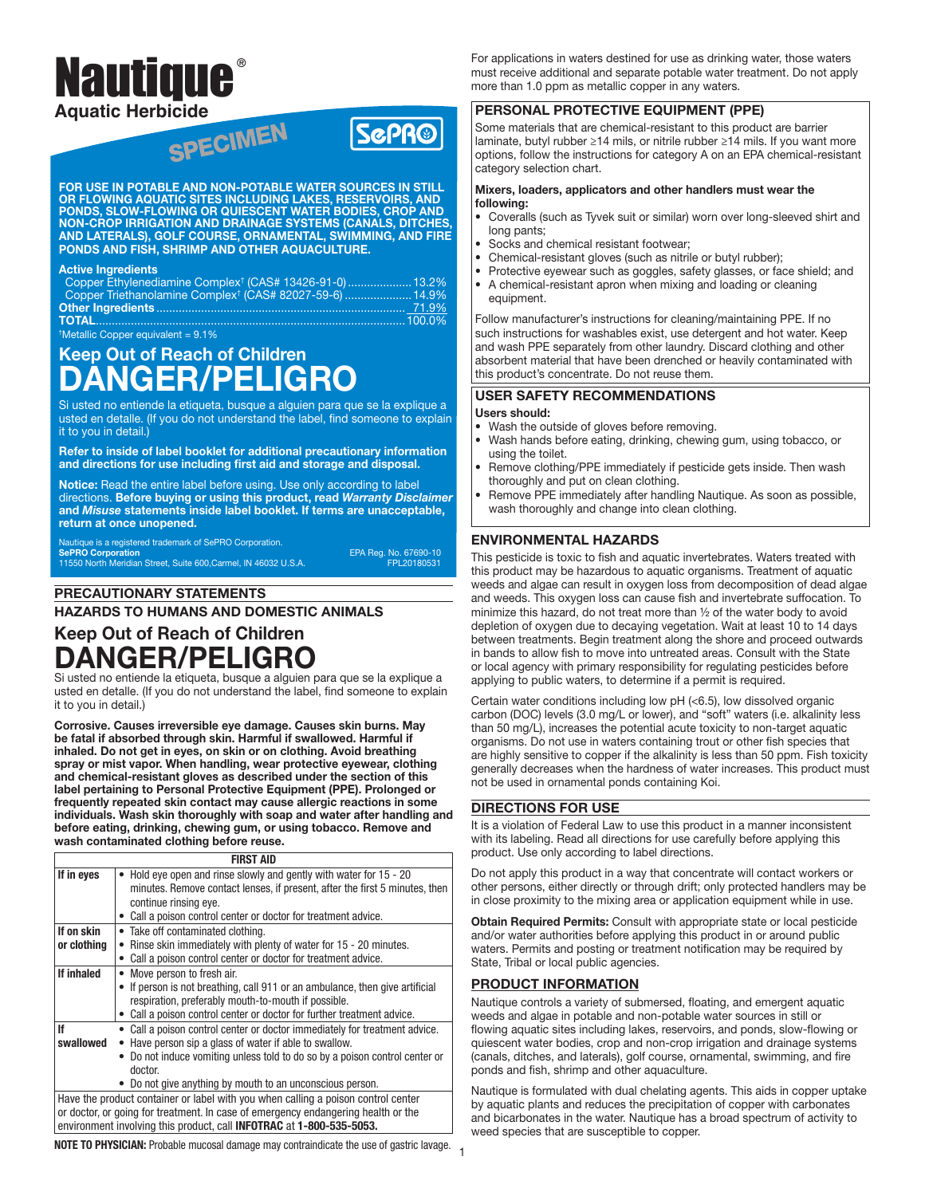# Nautique®

**Aquatic Herbicide**

SPECIMEN

SePRO

**FOR USE IN POTABLE AND NON-POTABLE WATER SOURCES IN STILL OR FLOWING AQUATIC SITES INCLUDING LAKES, RESERVOIRS, AND PONDS, SLOW-FLOWING OR QUIESCENT WATER BODIES, CROP AND NON-CROP IRRIGATION AND DRAINAGE SYSTEMS (CANALS, DITCHES, AND LATERALS), GOLF COURSE, ORNAMENTAL, SWIMMING, AND FIRE PONDS AND FISH, SHRIMP AND OTHER AQUACULTURE.**

**Active Ingredients**

Copper Ethylenediamine Complex† (CAS# 13426-91-0) .................... 13.2%
Copper Triethanolamine Complex† (CAS# 82027-59-6) .................... 14.9%
**Other Ingredients** ............................................................................ 71.9%
**TOTAL** ............................................................................................... 100.0%

†Metallic Copper equivalent = 9.1%

## Keep Out of Reach of Children

# DANGER/PELIGRO

Si usted no entiende la etiqueta, busque a alguien para que se la explique a usted en detalle. (If you do not understand the label, find someone to explain it to you in detail.)

**Refer to inside of label booklet for additional precautionary information and directions for use including first aid and storage and disposal.**

**Notice:** Read the entire label before using. Use only according to label directions. **Before buying or using this product, read *Warranty Disclaimer* and *Misuse* statements inside label booklet. If terms are unacceptable, return at once unopened.**

Nautique is a registered trademark of SePRO Corporation.
**SePRO Corporation**
11550 North Meridian Street, Suite 600,Carmel, IN 46032 U.S.A.

EPA Reg. No. 67690-10
FPL20180531

## PRECAUTIONARY STATEMENTS

### HAZARDS TO HUMANS AND DOMESTIC ANIMALS

## Keep Out of Reach of Children

# DANGER/PELIGRO

Si usted no entiende la etiqueta, busque a alguien para que se la explique a usted en detalle. (If you do not understand the label, find someone to explain it to you in detail.)

**Corrosive. Causes irreversible eye damage. Causes skin burns. May be fatal if absorbed through skin. Harmful if swallowed. Harmful if inhaled. Do not get in eyes, on skin or on clothing. Avoid breathing spray or mist vapor. When handling, wear protective eyewear, clothing and chemical-resistant gloves as described under the section of this label pertaining to Personal Protective Equipment (PPE). Prolonged or frequently repeated skin contact may cause allergic reactions in some individuals. Wash skin thoroughly with soap and water after handling and before eating, drinking, chewing gum, or using tobacco. Remove and wash contaminated clothing before reuse.**

| FIRST AID | |
|---|---|
| **If in eyes** | • Hold eye open and rinse slowly and gently with water for 15 - 20 minutes. Remove contact lenses, if present, after the first 5 minutes, then continue rinsing eye.<br>• Call a poison control center or doctor for treatment advice. |
| **If on skin or clothing** | • Take off contaminated clothing.<br>• Rinse skin immediately with plenty of water for 15 - 20 minutes.<br>• Call a poison control center or doctor for treatment advice. |
| **If inhaled** | • Move person to fresh air.<br>• If person is not breathing, call 911 or an ambulance, then give artificial respiration, preferably mouth-to-mouth if possible.<br>• Call a poison control center or doctor for further treatment advice. |
| **If swallowed** | • Call a poison control center or doctor immediately for treatment advice.<br>• Have person sip a glass of water if able to swallow.<br>• Do not induce vomiting unless told to do so by a poison control center or doctor.<br>• Do not give anything by mouth to an unconscious person. |
| Have the product container or label with you when calling a poison control center or doctor, or going for treatment. In case of emergency endangering health or the environment involving this product, call **INFOTRAC** at **1-800-535-5053.** | |

**NOTE TO PHYSICIAN:** Probable mucosal damage may contraindicate the use of gastric lavage.

For applications in waters destined for use as drinking water, those waters must receive additional and separate potable water treatment. Do not apply more than 1.0 ppm as metallic copper in any waters.

## PERSONAL PROTECTIVE EQUIPMENT (PPE)

Some materials that are chemical-resistant to this product are barrier laminate, butyl rubber ≥14 mils, or nitrile rubber ≥14 mils. If you want more options, follow the instructions for category A on an EPA chemical-resistant category selection chart.

**Mixers, loaders, applicators and other handlers must wear the following:**

- Coveralls (such as Tyvek suit or similar) worn over long-sleeved shirt and long pants;
- Socks and chemical resistant footwear;
- Chemical-resistant gloves (such as nitrile or butyl rubber);
- Protective eyewear such as goggles, safety glasses, or face shield; and
- A chemical-resistant apron when mixing and loading or cleaning equipment.

Follow manufacturer's instructions for cleaning/maintaining PPE. If no such instructions for washables exist, use detergent and hot water. Keep and wash PPE separately from other laundry. Discard clothing and other absorbent material that have been drenched or heavily contaminated with this product's concentrate. Do not reuse them.

## USER SAFETY RECOMMENDATIONS

**Users should:**

- Wash the outside of gloves before removing.
- Wash hands before eating, drinking, chewing gum, using tobacco, or using the toilet.
- Remove clothing/PPE immediately if pesticide gets inside. Then wash thoroughly and put on clean clothing.
- Remove PPE immediately after handling Nautique. As soon as possible, wash thoroughly and change into clean clothing.

## ENVIRONMENTAL HAZARDS

This pesticide is toxic to fish and aquatic invertebrates. Waters treated with this product may be hazardous to aquatic organisms. Treatment of aquatic weeds and algae can result in oxygen loss from decomposition of dead algae and weeds. This oxygen loss can cause fish and invertebrate suffocation. To minimize this hazard, do not treat more than ½ of the water body to avoid depletion of oxygen due to decaying vegetation. Wait at least 10 to 14 days between treatments. Begin treatment along the shore and proceed outwards in bands to allow fish to move into untreated areas. Consult with the State or local agency with primary responsibility for regulating pesticides before applying to public waters, to determine if a permit is required.

Certain water conditions including low pH (<6.5), low dissolved organic carbon (DOC) levels (3.0 mg/L or lower), and "soft" waters (i.e. alkalinity less than 50 mg/L), increases the potential acute toxicity to non-target aquatic organisms. Do not use in waters containing trout or other fish species that are highly sensitive to copper if the alkalinity is less than 50 ppm. Fish toxicity generally decreases when the hardness of water increases. This product must not be used in ornamental ponds containing Koi.

## DIRECTIONS FOR USE

It is a violation of Federal Law to use this product in a manner inconsistent with its labeling. Read all directions for use carefully before applying this product. Use only according to label directions.

Do not apply this product in a way that concentrate will contact workers or other persons, either directly or through drift; only protected handlers may be in close proximity to the mixing area or application equipment while in use.

**Obtain Required Permits:** Consult with appropriate state or local pesticide and/or water authorities before applying this product in or around public waters. Permits and posting or treatment notification may be required by State, Tribal or local public agencies.

## PRODUCT INFORMATION

Nautique controls a variety of submersed, floating, and emergent aquatic weeds and algae in potable and non-potable water sources in still or flowing aquatic sites including lakes, reservoirs, and ponds, slow-flowing or quiescent water bodies, crop and non-crop irrigation and drainage systems (canals, ditches, and laterals), golf course, ornamental, swimming, and fire ponds and fish, shrimp and other aquaculture.

Nautique is formulated with dual chelating agents. This aids in copper uptake by aquatic plants and reduces the precipitation of copper with carbonates and bicarbonates in the water. Nautique has a broad spectrum of activity to weed species that are susceptible to copper.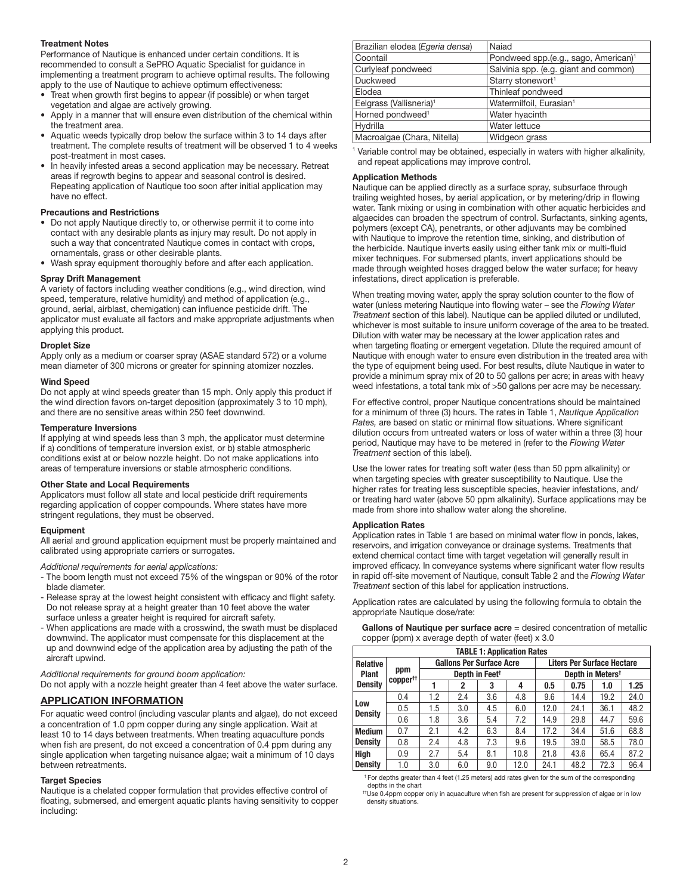**Treatment Notes**

Performance of Nautique is enhanced under certain conditions. It is recommended to consult a SePRO Aquatic Specialist for guidance in implementing a treatment program to achieve optimal results. The following apply to the use of Nautique to achieve optimum effectiveness:

- Treat when growth first begins to appear (if possible) or when target vegetation and algae are actively growing.
- Apply in a manner that will ensure even distribution of the chemical within the treatment area.
- Aquatic weeds typically drop below the surface within 3 to 14 days after treatment. The complete results of treatment will be observed 1 to 4 weeks post-treatment in most cases.
- In heavily infested areas a second application may be necessary. Retreat areas if regrowth begins to appear and seasonal control is desired. Repeating application of Nautique too soon after initial application may have no effect.

**Precautions and Restrictions**

- Do not apply Nautique directly to, or otherwise permit it to come into contact with any desirable plants as injury may result. Do not apply in such a way that concentrated Nautique comes in contact with crops, ornamentals, grass or other desirable plants.
- Wash spray equipment thoroughly before and after each application.

**Spray Drift Management**

A variety of factors including weather conditions (e.g., wind direction, wind speed, temperature, relative humidity) and method of application (e.g., ground, aerial, airblast, chemigation) can influence pesticide drift. The applicator must evaluate all factors and make appropriate adjustments when applying this product.

**Droplet Size**

Apply only as a medium or coarser spray (ASAE standard 572) or a volume mean diameter of 300 microns or greater for spinning atomizer nozzles.

**Wind Speed**

Do not apply at wind speeds greater than 15 mph. Only apply this product if the wind direction favors on-target deposition (approximately 3 to 10 mph), and there are no sensitive areas within 250 feet downwind.

**Temperature Inversions**

If applying at wind speeds less than 3 mph, the applicator must determine if a) conditions of temperature inversion exist, or b) stable atmospheric conditions exist at or below nozzle height. Do not make applications into areas of temperature inversions or stable atmospheric conditions.

**Other State and Local Requirements**

Applicators must follow all state and local pesticide drift requirements regarding application of copper compounds. Where states have more stringent regulations, they must be observed.

**Equipment**

All aerial and ground application equipment must be properly maintained and calibrated using appropriate carriers or surrogates.

*Additional requirements for aerial applications:*

- The boom length must not exceed 75% of the wingspan or 90% of the rotor blade diameter.
- Release spray at the lowest height consistent with efficacy and flight safety. Do not release spray at a height greater than 10 feet above the water surface unless a greater height is required for aircraft safety.
- When applications are made with a crosswind, the swath must be displaced downwind. The applicator must compensate for this displacement at the up and downwind edge of the application area by adjusting the path of the aircraft upwind.

*Additional requirements for ground boom application:*

Do not apply with a nozzle height greater than 4 feet above the water surface.

## APPLICATION INFORMATION

For aquatic weed control (including vascular plants and algae), do not exceed a concentration of 1.0 ppm copper during any single application. Wait at least 10 to 14 days between treatments. When treating aquaculture ponds when fish are present, do not exceed a concentration of 0.4 ppm during any single application when targeting nuisance algae; wait a minimum of 10 days between retreatments.

**Target Species**

Nautique is a chelated copper formulation that provides effective control of floating, submersed, and emergent aquatic plants having sensitivity to copper including:

| | |
|---|---|
| Brazilian elodea (*Egeria densa*) | Naiad |
| Coontail | Pondweed spp.(e.g., sago, American)[1] |
| Curlyleaf pondweed | Salvinia spp. (e.g. giant and common) |
| Duckweed | Starry stonewort[1] |
| Elodea | Thinleaf pondweed |
| Eelgrass (Vallisneria)[1] | Watermilfoil, Eurasian[1] |
| Horned pondweed[1] | Water hyacinth |
| Hydrilla | Water lettuce |
| Macroalgae (Chara, Nitella) | Widgeon grass |

[1] Variable control may be obtained, especially in waters with higher alkalinity, and repeat applications may improve control.

**Application Methods**

Nautique can be applied directly as a surface spray, subsurface through trailing weighted hoses, by aerial application, or by metering/drip in flowing water. Tank mixing or using in combination with other aquatic herbicides and algaecides can broaden the spectrum of control. Surfactants, sinking agents, polymers (except CA), penetrants, or other adjuvants may be combined with Nautique to improve the retention time, sinking, and distribution of the herbicide. Nautique inverts easily using either tank mix or multi-fluid mixer techniques. For submersed plants, invert applications should be made through weighted hoses dragged below the water surface; for heavy infestations, direct application is preferable.

When treating moving water, apply the spray solution counter to the flow of water (unless metering Nautique into flowing water – see the *Flowing Water Treatment* section of this label). Nautique can be applied diluted or undiluted, whichever is most suitable to insure uniform coverage of the area to be treated. Dilution with water may be necessary at the lower application rates and when targeting floating or emergent vegetation. Dilute the required amount of Nautique with enough water to ensure even distribution in the treated area with the type of equipment being used. For best results, dilute Nautique in water to provide a minimum spray mix of 20 to 50 gallons per acre; in areas with heavy weed infestations, a total tank mix of >50 gallons per acre may be necessary.

For effective control, proper Nautique concentrations should be maintained for a minimum of three (3) hours. The rates in Table 1, *Nautique Application Rates,* are based on static or minimal flow situations. Where significant dilution occurs from untreated waters or loss of water within a three (3) hour period, Nautique may have to be metered in (refer to the *Flowing Water Treatment* section of this label).

Use the lower rates for treating soft water (less than 50 ppm alkalinity) or when targeting species with greater susceptibility to Nautique. Use the higher rates for treating less susceptible species, heavier infestations, and/or treating hard water (above 50 ppm alkalinity). Surface applications may be made from shore into shallow water along the shoreline.

**Application Rates**

Application rates in Table 1 are based on minimal water flow in ponds, lakes, reservoirs, and irrigation conveyance or drainage systems. Treatments that extend chemical contact time with target vegetation will generally result in improved efficacy. In conveyance systems where significant water flow results in rapid off-site movement of Nautique, consult Table 2 and the *Flowing Water Treatment* section of this label for application instructions.

Application rates are calculated by using the following formula to obtain the appropriate Nautique dose/rate:

**Gallons of Nautique per surface acre** = desired concentration of metallic copper (ppm) x average depth of water (feet) x 3.0

**TABLE 1: Application Rates**

| Relative Plant Density | ppm copper[††] | Gallons Per Surface Acre | | | | Liters Per Surface Hectare | | | |
|---|---|---|---|---|---|---|---|---|---|
| | | Depth in Feet[†] | | | | Depth in Meters[†] | | | |
| | | 1 | 2 | 3 | 4 | 0.5 | 0.75 | 1.0 | 1.25 |
| Low Density | 0.4 | 1.2 | 2.4 | 3.6 | 4.8 | 9.6 | 14.4 | 19.2 | 24.0 |
| | 0.5 | 1.5 | 3.0 | 4.5 | 6.0 | 12.0 | 24.1 | 36.1 | 48.2 |
| | 0.6 | 1.8 | 3.6 | 5.4 | 7.2 | 14.9 | 29.8 | 44.7 | 59.6 |
| Medium Density | 0.7 | 2.1 | 4.2 | 6.3 | 8.4 | 17.2 | 34.4 | 51.6 | 68.8 |
| | 0.8 | 2.4 | 4.8 | 7.3 | 9.6 | 19.5 | 39.0 | 58.5 | 78.0 |
| High Density | 0.9 | 2.7 | 5.4 | 8.1 | 10.8 | 21.8 | 43.6 | 65.4 | 87.2 |
| | 1.0 | 3.0 | 6.0 | 9.0 | 12.0 | 24.1 | 48.2 | 72.3 | 96.4 |

[†] For depths greater than 4 feet (1.25 meters) add rates given for the sum of the corresponding depths in the chart

[††] Use 0.4ppm copper only in aquaculture when fish are present for suppression of algae or in low density situations.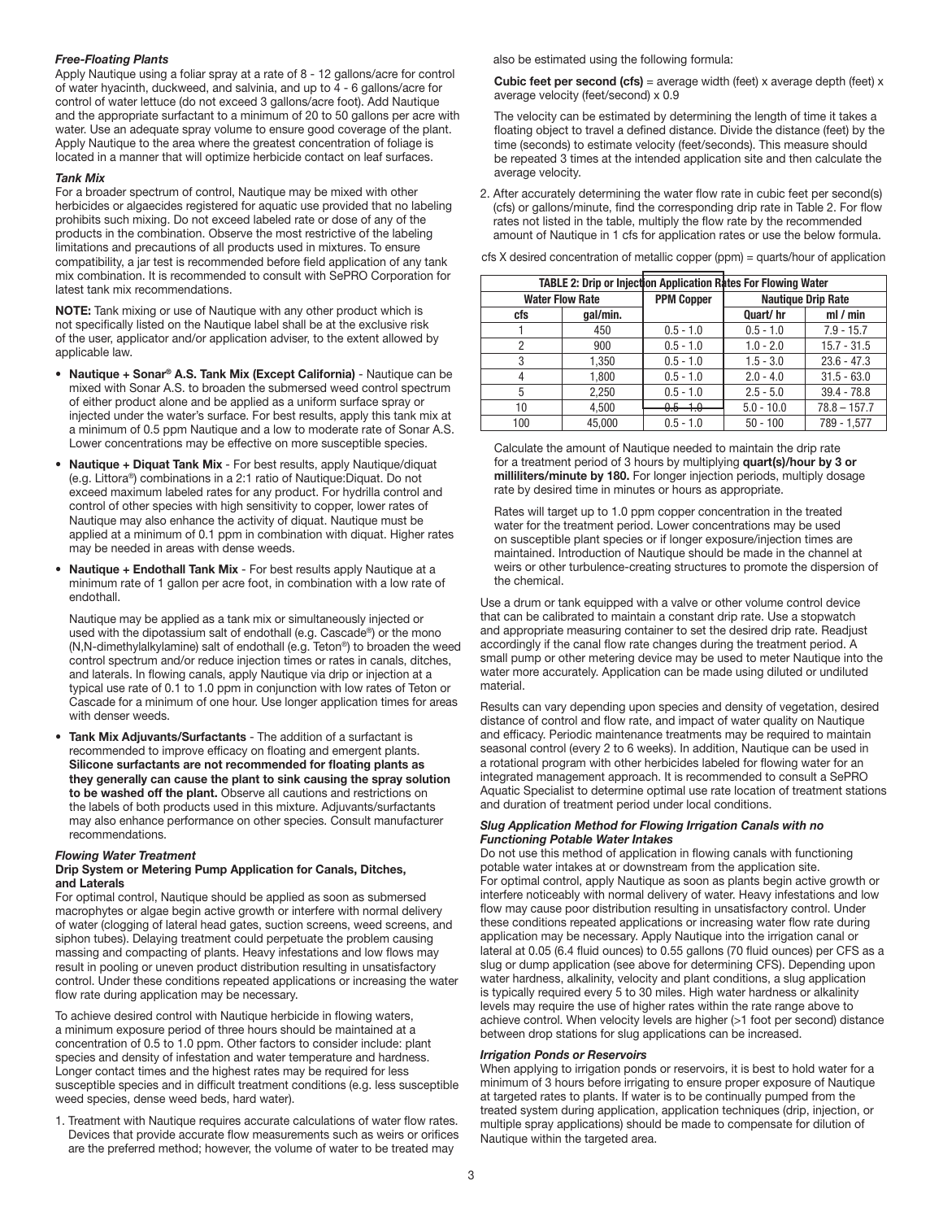***Free-Floating Plants***

Apply Nautique using a foliar spray at a rate of 8 - 12 gallons/acre for control of water hyacinth, duckweed, and salvinia, and up to 4 - 6 gallons/acre for control of water lettuce (do not exceed 3 gallons/acre foot). Add Nautique and the appropriate surfactant to a minimum of 20 to 50 gallons per acre with water. Use an adequate spray volume to ensure good coverage of the plant. Apply Nautique to the area where the greatest concentration of foliage is located in a manner that will optimize herbicide contact on leaf surfaces.

***Tank Mix***

For a broader spectrum of control, Nautique may be mixed with other herbicides or algaecides registered for aquatic use provided that no labeling prohibits such mixing. Do not exceed labeled rate or dose of any of the products in the combination. Observe the most restrictive of the labeling limitations and precautions of all products used in mixtures. To ensure compatibility, a jar test is recommended before field application of any tank mix combination. It is recommended to consult with SePRO Corporation for latest tank mix recommendations.

**NOTE:** Tank mixing or use of Nautique with any other product which is not specifically listed on the Nautique label shall be at the exclusive risk of the user, applicator and/or application adviser, to the extent allowed by applicable law.

- **Nautique + Sonar® A.S. Tank Mix (Except California)** - Nautique can be mixed with Sonar A.S. to broaden the submersed weed control spectrum of either product alone and be applied as a uniform surface spray or injected under the water's surface. For best results, apply this tank mix at a minimum of 0.5 ppm Nautique and a low to moderate rate of Sonar A.S. Lower concentrations may be effective on more susceptible species.
- **Nautique + Diquat Tank Mix** - For best results, apply Nautique/diquat (e.g. Littora®) combinations in a 2:1 ratio of Nautique:Diquat. Do not exceed maximum labeled rates for any product. For hydrilla control and control of other species with high sensitivity to copper, lower rates of Nautique may also enhance the activity of diquat. Nautique must be applied at a minimum of 0.1 ppm in combination with diquat. Higher rates may be needed in areas with dense weeds.
- **Nautique + Endothall Tank Mix** - For best results apply Nautique at a minimum rate of 1 gallon per acre foot, in combination with a low rate of endothall.

  Nautique may be applied as a tank mix or simultaneously injected or used with the dipotassium salt of endothall (e.g. Cascade®) or the mono (N,N-dimethylalkylamine) salt of endothall (e.g. Teton®) to broaden the weed control spectrum and/or reduce injection times or rates in canals, ditches, and laterals. In flowing canals, apply Nautique via drip or injection at a typical use rate of 0.1 to 1.0 ppm in conjunction with low rates of Teton or Cascade for a minimum of one hour. Use longer application times for areas with denser weeds.
- **Tank Mix Adjuvants/Surfactants** - The addition of a surfactant is recommended to improve efficacy on floating and emergent plants. **Silicone surfactants are not recommended for floating plants as they generally can cause the plant to sink causing the spray solution to be washed off the plant.** Observe all cautions and restrictions on the labels of both products used in this mixture. Adjuvants/surfactants may also enhance performance on other species. Consult manufacturer recommendations.

***Flowing Water Treatment***

**Drip System or Metering Pump Application for Canals, Ditches, and Laterals**

For optimal control, Nautique should be applied as soon as submersed macrophytes or algae begin active growth or interfere with normal delivery of water (clogging of lateral head gates, suction screens, weed screens, and siphon tubes). Delaying treatment could perpetuate the problem causing massing and compacting of plants. Heavy infestations and low flows may result in pooling or uneven product distribution resulting in unsatisfactory control. Under these conditions repeated applications or increasing the water flow rate during application may be necessary.

To achieve desired control with Nautique herbicide in flowing waters, a minimum exposure period of three hours should be maintained at a concentration of 0.5 to 1.0 ppm. Other factors to consider include: plant species and density of infestation and water temperature and hardness. Longer contact times and the highest rates may be required for less susceptible species and in difficult treatment conditions (e.g. less susceptible weed species, dense weed beds, hard water).

1. Treatment with Nautique requires accurate calculations of water flow rates. Devices that provide accurate flow measurements such as weirs or orifices are the preferred method; however, the volume of water to be treated may also be estimated using the following formula:

   **Cubic feet per second (cfs)** = average width (feet) x average depth (feet) x average velocity (feet/second) x 0.9

   The velocity can be estimated by determining the length of time it takes a floating object to travel a defined distance. Divide the distance (feet) by the time (seconds) to estimate velocity (feet/seconds). This measure should be repeated 3 times at the intended application site and then calculate the average velocity.

2. After accurately determining the water flow rate in cubic feet per second(s) (cfs) or gallons/minute, find the corresponding drip rate in Table 2. For flow rates not listed in the table, multiply the flow rate by the recommended amount of Nautique in 1 cfs for application rates or use the below formula.

cfs X desired concentration of metallic copper (ppm) = quarts/hour of application

| TABLE 2: Drip or Injection Application Rates For Flowing Water | | | | |
|---|---|---|---|---|
| **Water Flow Rate** | | **PPM Copper** | **Nautique Drip Rate** | |
| **cfs** | **gal/min.** | | **Quart/ hr** | **ml / min** |
| 1 | 450 | 0.5 - 1.0 | 0.5 - 1.0 | 7.9 - 15.7 |
| 2 | 900 | 0.5 - 1.0 | 1.0 - 2.0 | 15.7 - 31.5 |
| 3 | 1,350 | 0.5 - 1.0 | 1.5 - 3.0 | 23.6 - 47.3 |
| 4 | 1,800 | 0.5 - 1.0 | 2.0 - 4.0 | 31.5 - 63.0 |
| 5 | 2,250 | 0.5 - 1.0 | 2.5 - 5.0 | 39.4 - 78.8 |
| 10 | 4,500 | 0.5 - 1.0 | 5.0 - 10.0 | 78.8 – 157.7 |
| 100 | 45,000 | 0.5 - 1.0 | 50 - 100 | 789 - 1,577 |

Calculate the amount of Nautique needed to maintain the drip rate for a treatment period of 3 hours by multiplying **quart(s)/hour by 3 or milliliters/minute by 180.** For longer injection periods, multiply dosage rate by desired time in minutes or hours as appropriate.

Rates will target up to 1.0 ppm copper concentration in the treated water for the treatment period. Lower concentrations may be used on susceptible plant species or if longer exposure/injection times are maintained. Introduction of Nautique should be made in the channel at weirs or other turbulence-creating structures to promote the dispersion of the chemical.

Use a drum or tank equipped with a valve or other volume control device that can be calibrated to maintain a constant drip rate. Use a stopwatch and appropriate measuring container to set the desired drip rate. Readjust accordingly if the canal flow rate changes during the treatment period. A small pump or other metering device may be used to meter Nautique into the water more accurately. Application can be made using diluted or undiluted material.

Results can vary depending upon species and density of vegetation, desired distance of control and flow rate, and impact of water quality on Nautique and efficacy. Periodic maintenance treatments may be required to maintain seasonal control (every 2 to 6 weeks). In addition, Nautique can be used in a rotational program with other herbicides labeled for flowing water for an integrated management approach. It is recommended to consult a SePRO Aquatic Specialist to determine optimal use rate location of treatment stations and duration of treatment period under local conditions.

***Slug Application Method for Flowing Irrigation Canals with no Functioning Potable Water Intakes***

Do not use this method of application in flowing canals with functioning potable water intakes at or downstream from the application site. For optimal control, apply Nautique as soon as plants begin active growth or interfere noticeably with normal delivery of water. Heavy infestations and low flow may cause poor distribution resulting in unsatisfactory control. Under these conditions repeated applications or increasing water flow rate during application may be necessary. Apply Nautique into the irrigation canal or lateral at 0.05 (6.4 fluid ounces) to 0.55 gallons (70 fluid ounces) per CFS as a slug or dump application (see above for determining CFS). Depending upon water hardness, alkalinity, velocity and plant conditions, a slug application is typically required every 5 to 30 miles. High water hardness or alkalinity levels may require the use of higher rates within the rate range above to achieve control. When velocity levels are higher (>1 foot per second) distance between drop stations for slug applications can be increased.

***Irrigation Ponds or Reservoirs***

When applying to irrigation ponds or reservoirs, it is best to hold water for a minimum of 3 hours before irrigating to ensure proper exposure of Nautique at targeted rates to plants. If water is to be continually pumped from the treated system during application, application techniques (drip, injection, or multiple spray applications) should be made to compensate for dilution of Nautique within the targeted area.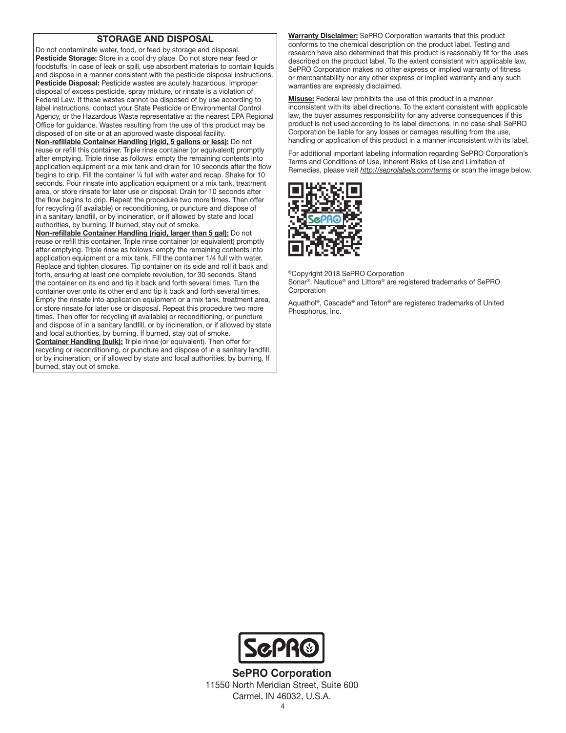## STORAGE AND DISPOSAL

Do not contaminate water, food, or feed by storage and disposal.

**Pesticide Storage:** Store in a cool dry place. Do not store near feed or foodstuffs. In case of leak or spill, use absorbent materials to contain liquids and dispose in a manner consistent with the pesticide disposal instructions.

**Pesticide Disposal:** Pesticide wastes are acutely hazardous. Improper disposal of excess pesticide, spray mixture, or rinsate is a violation of Federal Law. If these wastes cannot be disposed of by use according to label instructions, contact your State Pesticide or Environmental Control Agency, or the Hazardous Waste representative at the nearest EPA Regional Office for guidance. Wastes resulting from the use of this product may be disposed of on site or at an approved waste disposal facility.

**Non-refillable Container Handling (rigid, 5 gallons or less):** Do not reuse or refill this container. Triple rinse container (or equivalent) promptly after emptying. Triple rinse as follows: empty the remaining contents into application equipment or a mix tank and drain for 10 seconds after the flow begins to drip. Fill the container ¼ full with water and recap. Shake for 10 seconds. Pour rinsate into application equipment or a mix tank, treatment area, or store rinsate for later use or disposal. Drain for 10 seconds after the flow begins to drip. Repeat the procedure two more times. Then offer for recycling (if available) or reconditioning, or puncture and dispose of in a sanitary landfill, or by incineration, or if allowed by state and local authorities, by burning. If burned, stay out of smoke.

**Non-refillable Container Handling (rigid, larger than 5 gal):** Do not reuse or refill this container. Triple rinse container (or equivalent) promptly after emptying. Triple rinse as follows: empty the remaining contents into application equipment or a mix tank. Fill the container 1/4 full with water. Replace and tighten closures. Tip container on its side and roll it back and forth, ensuring at least one complete revolution, for 30 seconds. Stand the container on its end and tip it back and forth several times. Turn the container over onto its other end and tip it back and forth several times. Empty the rinsate into application equipment or a mix tank, treatment area, or store rinsate for later use or disposal. Repeat this procedure two more times. Then offer for recycling (if available) or reconditioning, or puncture and dispose of in a sanitary landfill, or by incineration, or if allowed by state and local authorities, by burning. If burned, stay out of smoke.

**Container Handling (bulk):** Triple rinse (or equivalent). Then offer for recycling or reconditioning, or puncture and dispose of in a sanitary landfill, or by incineration, or if allowed by state and local authorities, by burning. If burned, stay out of smoke.

**Warranty Disclaimer:** SePRO Corporation warrants that this product conforms to the chemical description on the product label. Testing and research have also determined that this product is reasonably fit for the uses described on the product label. To the extent consistent with applicable law, SePRO Corporation makes no other express or implied warranty of fitness or merchantability nor any other express or implied warranty and any such warranties are expressly disclaimed.

**Misuse:** Federal law prohibits the use of this product in a manner inconsistent with its label directions. To the extent consistent with applicable law, the buyer assumes responsibility for any adverse consequences if this product is not used according to its label directions. In no case shall SePRO Corporation be liable for any losses or damages resulting from the use, handling or application of this product in a manner inconsistent with its label.

For additional important labeling information regarding SePRO Corporation's Terms and Conditions of Use, Inherent Risks of Use and Limitation of Remedies, please visit *http://seprolabels.com/terms* or scan the image below.

©Copyright 2018 SePRO Corporation
Sonar®, Nautique® and Littora® are registered trademarks of SePRO Corporation

Aquathol®, Cascade® and Teton® are registered trademarks of United Phosphorus, Inc.

**SePRO Corporation**
11550 North Meridian Street, Suite 600
Carmel, IN 46032, U.S.A.